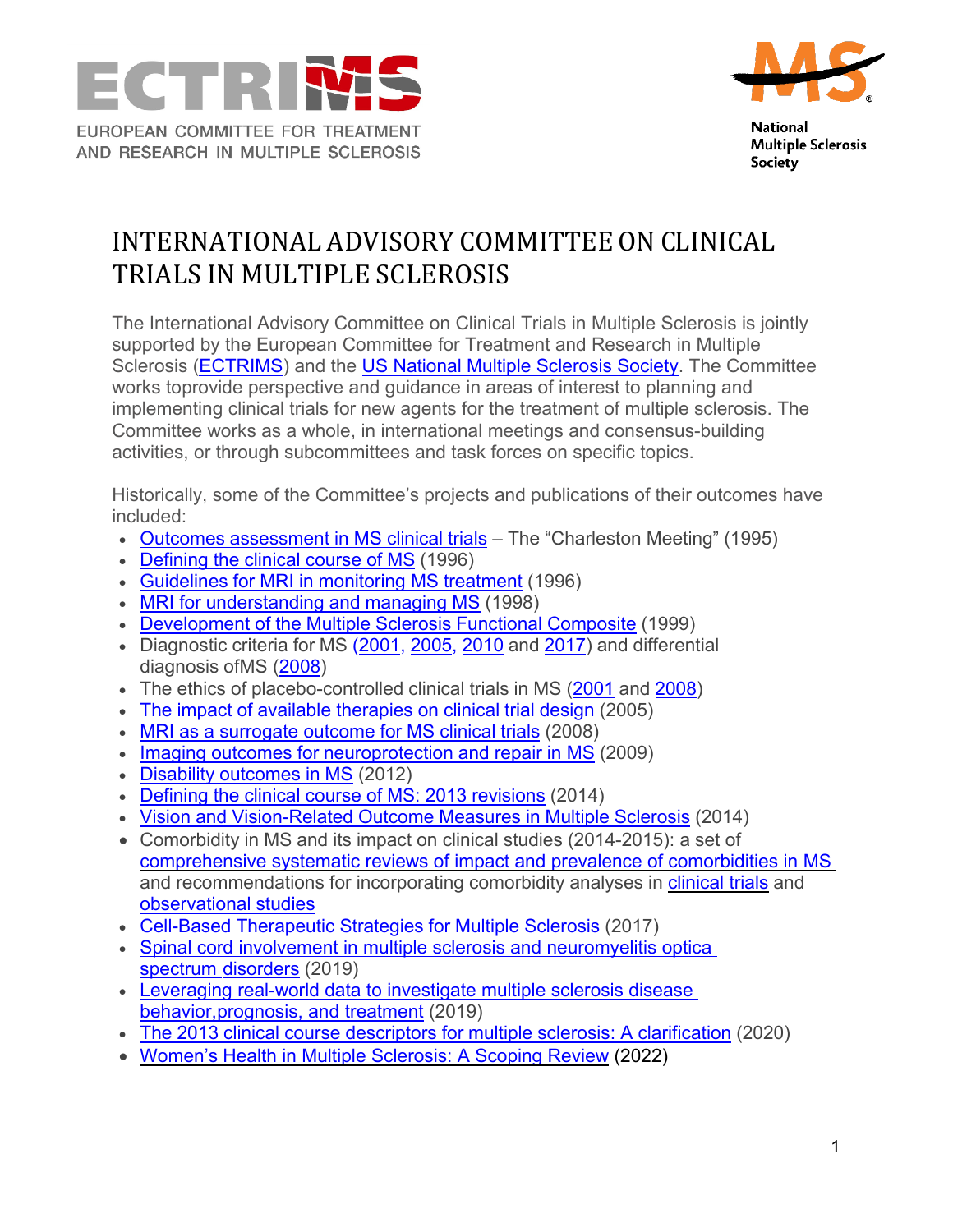EUROPEAN COMMITTEE FOR TREATMENT AND RESEARCH IN MULTIPLE SCLEROSIS

National Multiple Sclerosis Society

# INTERNATIONAL ADVISORY COMMITTEE ON CLINICAL TRIALS IN MULTIPLE SCLEROSIS

The International Advisory Committee on Clinical Trials in Multiple Sclerosis is jointly supported by the European Committee for Treatment and Research in Multiple Sclerosis (ECTRIMS) and the US National Multiple Sclerosis Society. The Committee works toprovide perspective and guidance in areas of interest to planning and implementing clinical trials for new agents for the treatment of multiple sclerosis. The Committee works as a whole, in international meetings and consensus-building activities, or through subcommittees and task forces on specific topics.

Historically, some of the Committee's projects and publications of their outcomes have included:

- Outcomes assessment in MS clinical trials – The "Charleston Meeting" (1995)
- Defining the clinical course of MS (1996)
- Guidelines for MRI in monitoring MS treatment (1996)
- MRI for understanding and managing MS (1998)
- Development of the Multiple Sclerosis Functional Composite (1999)
- Diagnostic criteria for MS (2001, 2005, 2010 and 2017) and differential diagnosis ofMS (2008)
- The ethics of placebo-controlled clinical trials in MS (2001 and 2008)
- The impact of available therapies on clinical trial design (2005)
- MRI as a surrogate outcome for MS clinical trials (2008)
- Imaging outcomes for neuroprotection and repair in MS (2009)
- Disability outcomes in MS (2012)
- Defining the clinical course of MS: 2013 revisions (2014)
- Vision and Vision-Related Outcome Measures in Multiple Sclerosis (2014)
- Comorbidity in MS and its impact on clinical studies (2014-2015): a set of comprehensive systematic reviews of impact and prevalence of comorbidities in MS and recommendations for incorporating comorbidity analyses in clinical trials and observational studies
- Cell-Based Therapeutic Strategies for Multiple Sclerosis (2017)
- Spinal cord involvement in multiple sclerosis and neuromyelitis optica spectrum disorders (2019)
- Leveraging real-world data to investigate multiple sclerosis disease behavior,prognosis, and treatment (2019)
- The 2013 clinical course descriptors for multiple sclerosis: A clarification (2020)
- Women's Health in Multiple Sclerosis: A Scoping Review (2022)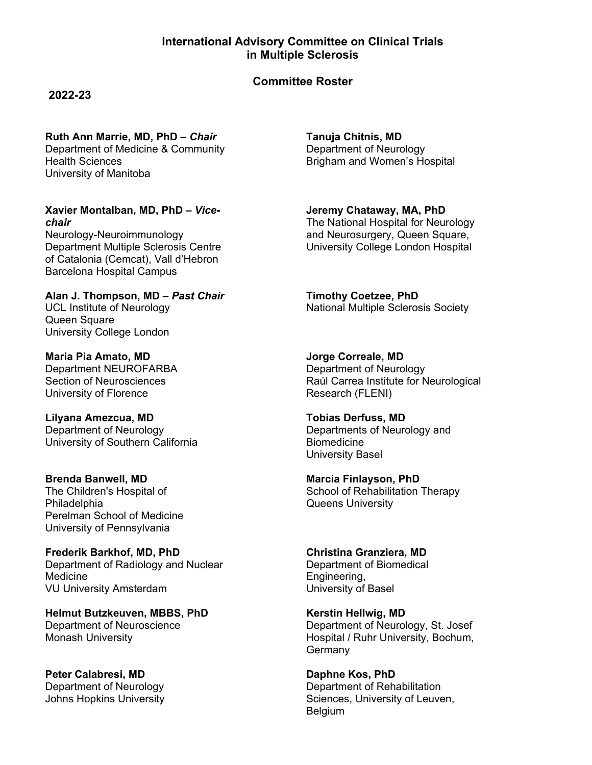# International Advisory Committee on Clinical Trials in Multiple Sclerosis

## Committee Roster

**2022-23**

**Ruth Ann Marrie, MD, PhD – *Chair***
Department of Medicine & Community Health Sciences
University of Manitoba

**Xavier Montalban, MD, PhD – *Vice-chair***
Neurology-Neuroimmunology Department Multiple Sclerosis Centre of Catalonia (Cemcat), Vall d'Hebron Barcelona Hospital Campus

**Alan J. Thompson, MD – *Past Chair***
UCL Institute of Neurology
Queen Square
University College London

**Maria Pia Amato, MD**
Department NEUROFARBA
Section of Neurosciences
University of Florence

**Lilyana Amezcua, MD**
Department of Neurology
University of Southern California

**Brenda Banwell, MD**
The Children's Hospital of Philadelphia
Perelman School of Medicine
University of Pennsylvania

**Frederik Barkhof, MD, PhD**
Department of Radiology and Nuclear Medicine
VU University Amsterdam

**Helmut Butzkeuven, MBBS, PhD**
Department of Neuroscience
Monash University

**Peter Calabresi, MD**
Department of Neurology
Johns Hopkins University

**Tanuja Chitnis, MD**
Department of Neurology
Brigham and Women's Hospital

**Jeremy Chataway, MA, PhD**
The National Hospital for Neurology and Neurosurgery, Queen Square, University College London Hospital

**Timothy Coetzee, PhD**
National Multiple Sclerosis Society

**Jorge Correale, MD**
Department of Neurology
Raúl Carrea Institute for Neurological Research (FLENI)

**Tobias Derfuss, MD**
Departments of Neurology and Biomedicine
University Basel

**Marcia Finlayson, PhD**
School of Rehabilitation Therapy
Queens University

**Christina Granziera, MD**
Department of Biomedical Engineering,
University of Basel

**Kerstin Hellwig, MD**
Department of Neurology, St. Josef Hospital / Ruhr University, Bochum, Germany

**Daphne Kos, PhD**
Department of Rehabilitation Sciences, University of Leuven, Belgium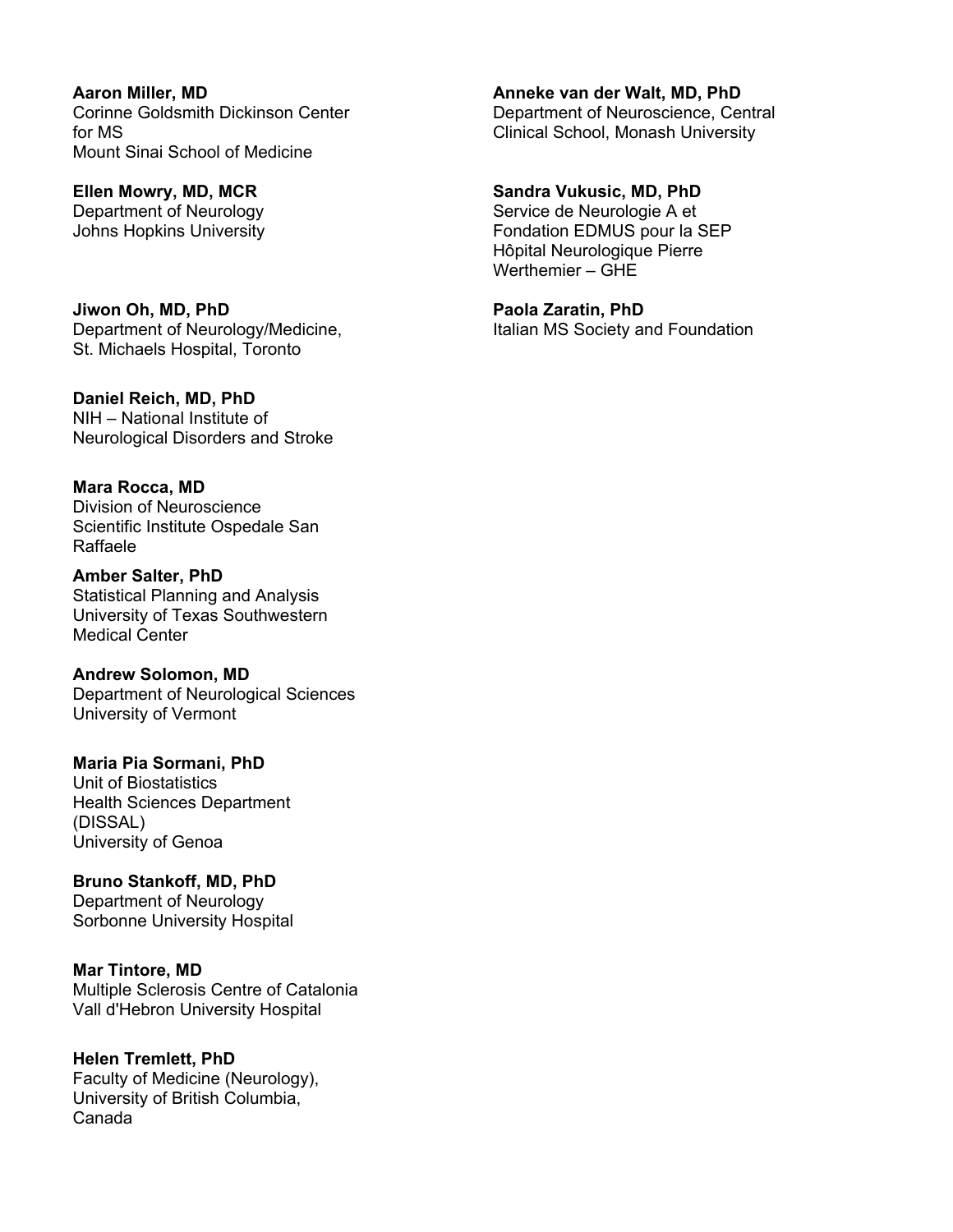**Aaron Miller, MD**
Corinne Goldsmith Dickinson Center for MS
Mount Sinai School of Medicine

**Ellen Mowry, MD, MCR**
Department of Neurology
Johns Hopkins University

**Jiwon Oh, MD, PhD**
Department of Neurology/Medicine,
St. Michaels Hospital, Toronto

**Daniel Reich, MD, PhD**
NIH – National Institute of Neurological Disorders and Stroke

**Mara Rocca, MD**
Division of Neuroscience
Scientific Institute Ospedale San Raffaele

**Amber Salter, PhD**
Statistical Planning and Analysis
University of Texas Southwestern Medical Center

**Andrew Solomon, MD**
Department of Neurological Sciences
University of Vermont

**Maria Pia Sormani, PhD**
Unit of Biostatistics
Health Sciences Department (DISSAL)
University of Genoa

**Bruno Stankoff, MD, PhD**
Department of Neurology
Sorbonne University Hospital

**Mar Tintore, MD**
Multiple Sclerosis Centre of Catalonia
Vall d'Hebron University Hospital

**Helen Tremlett, PhD**
Faculty of Medicine (Neurology),
University of British Columbia,
Canada

**Anneke van der Walt, MD, PhD**
Department of Neuroscience, Central Clinical School, Monash University

**Sandra Vukusic, MD, PhD**
Service de Neurologie A et Fondation EDMUS pour la SEP
Hôpital Neurologique Pierre Werthemier – GHE

**Paola Zaratin, PhD**
Italian MS Society and Foundation